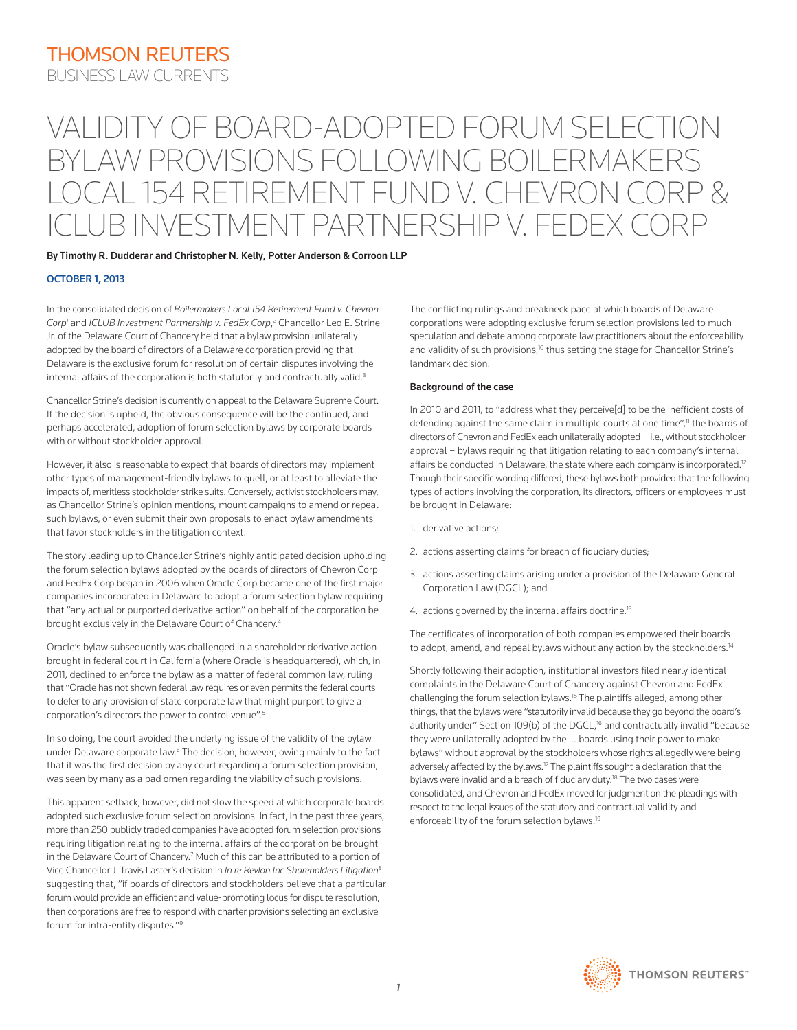THOMSON REUTERS
BUSINESS LAW CURRENTS

# VALIDITY OF BOARD-ADOPTED FORUM SELECTION BYLAW PROVISIONS FOLLOWING BOILERMAKERS LOCAL 154 RETIREMENT FUND V. CHEVRON CORP & ICLUB INVESTMENT PARTNERSHIP V. FEDEX CORP

**By Timothy R. Dudderar and Christopher N. Kelly, Potter Anderson & Corroon LLP**

**OCTOBER 1, 2013**

In the consolidated decision of *Boilermakers Local 154 Retirement Fund v. Chevron Corp*[1] and *ICLUB Investment Partnership v. FedEx Corp*,[2] Chancellor Leo E. Strine Jr. of the Delaware Court of Chancery held that a bylaw provision unilaterally adopted by the board of directors of a Delaware corporation providing that Delaware is the exclusive forum for resolution of certain disputes involving the internal affairs of the corporation is both statutorily and contractually valid.[3]

Chancellor Strine's decision is currently on appeal to the Delaware Supreme Court. If the decision is upheld, the obvious consequence will be the continued, and perhaps accelerated, adoption of forum selection bylaws by corporate boards with or without stockholder approval.

However, it also is reasonable to expect that boards of directors may implement other types of management-friendly bylaws to quell, or at least to alleviate the impacts of, meritless stockholder strike suits. Conversely, activist stockholders may, as Chancellor Strine's opinion mentions, mount campaigns to amend or repeal such bylaws, or even submit their own proposals to enact bylaw amendments that favor stockholders in the litigation context.

The story leading up to Chancellor Strine's highly anticipated decision upholding the forum selection bylaws adopted by the boards of directors of Chevron Corp and FedEx Corp began in 2006 when Oracle Corp became one of the first major companies incorporated in Delaware to adopt a forum selection bylaw requiring that "any actual or purported derivative action" on behalf of the corporation be brought exclusively in the Delaware Court of Chancery.[4]

Oracle's bylaw subsequently was challenged in a shareholder derivative action brought in federal court in California (where Oracle is headquartered), which, in 2011, declined to enforce the bylaw as a matter of federal common law, ruling that "Oracle has not shown federal law requires or even permits the federal courts to defer to any provision of state corporate law that might purport to give a corporation's directors the power to control venue".[5]

In so doing, the court avoided the underlying issue of the validity of the bylaw under Delaware corporate law.[6] The decision, however, owing mainly to the fact that it was the first decision by any court regarding a forum selection provision, was seen by many as a bad omen regarding the viability of such provisions.

This apparent setback, however, did not slow the speed at which corporate boards adopted such exclusive forum selection provisions. In fact, in the past three years, more than 250 publicly traded companies have adopted forum selection provisions requiring litigation relating to the internal affairs of the corporation be brought in the Delaware Court of Chancery.[7] Much of this can be attributed to a portion of Vice Chancellor J. Travis Laster's decision in *In re Revlon Inc Shareholders Litigation*[8] suggesting that, "if boards of directors and stockholders believe that a particular forum would provide an efficient and value-promoting locus for dispute resolution, then corporations are free to respond with charter provisions selecting an exclusive forum for intra-entity disputes."[9]

The conflicting rulings and breakneck pace at which boards of Delaware corporations were adopting exclusive forum selection provisions led to much speculation and debate among corporate law practitioners about the enforceability and validity of such provisions,[10] thus setting the stage for Chancellor Strine's landmark decision.

**Background of the case**

In 2010 and 2011, to "address what they perceive[d] to be the inefficient costs of defending against the same claim in multiple courts at one time",[11] the boards of directors of Chevron and FedEx each unilaterally adopted – i.e., without stockholder approval – bylaws requiring that litigation relating to each company's internal affairs be conducted in Delaware, the state where each company is incorporated.[12] Though their specific wording differed, these bylaws both provided that the following types of actions involving the corporation, its directors, officers or employees must be brought in Delaware:

1. derivative actions;
2. actions asserting claims for breach of fiduciary duties;
3. actions asserting claims arising under a provision of the Delaware General Corporation Law (DGCL); and
4. actions governed by the internal affairs doctrine.[13]

The certificates of incorporation of both companies empowered their boards to adopt, amend, and repeal bylaws without any action by the stockholders.[14]

Shortly following their adoption, institutional investors filed nearly identical complaints in the Delaware Court of Chancery against Chevron and FedEx challenging the forum selection bylaws.[15] The plaintiffs alleged, among other things, that the bylaws were "statutorily invalid because they go beyond the board's authority under" Section 109(b) of the DGCL,[16] and contractually invalid "because they were unilaterally adopted by the ... boards using their power to make bylaws" without approval by the stockholders whose rights allegedly were being adversely affected by the bylaws.[17] The plaintiffs sought a declaration that the bylaws were invalid and a breach of fiduciary duty.[18] The two cases were consolidated, and Chevron and FedEx moved for judgment on the pleadings with respect to the legal issues of the statutory and contractual validity and enforceability of the forum selection bylaws.[19]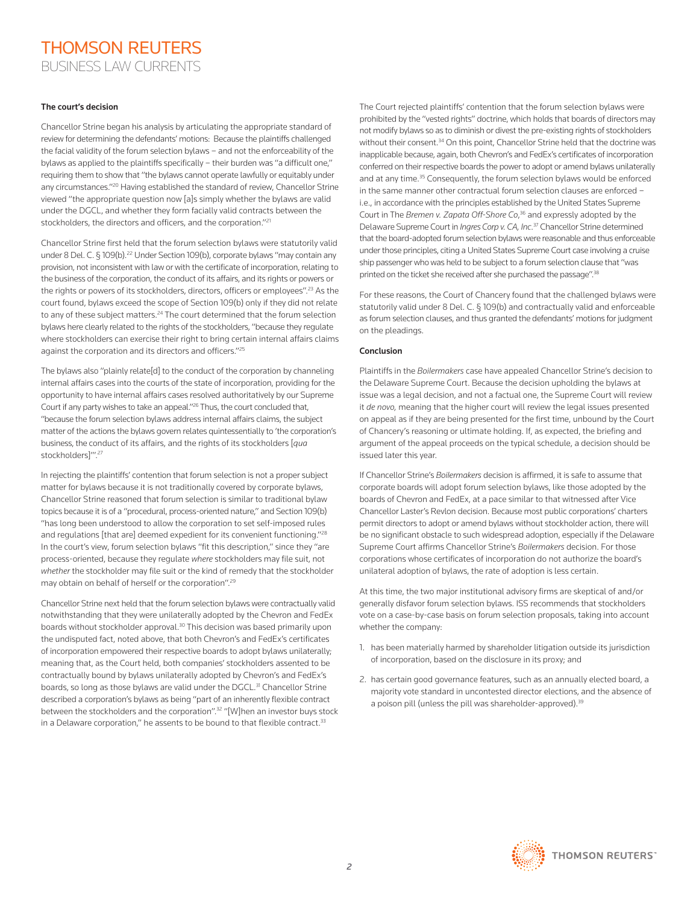### The court's decision

Chancellor Strine began his analysis by articulating the appropriate standard of review for determining the defendants' motions: Because the plaintiffs challenged the facial validity of the forum selection bylaws – and not the enforceability of the bylaws as applied to the plaintiffs specifically – their burden was "a difficult one," requiring them to show that "the bylaws cannot operate lawfully or equitably under any circumstances."[20] Having established the standard of review, Chancellor Strine viewed "the appropriate question now [a]s simply whether the bylaws are valid under the DGCL, and whether they form facially valid contracts between the stockholders, the directors and officers, and the corporation."[21]

Chancellor Strine first held that the forum selection bylaws were statutorily valid under 8 Del. C. § 109(b).[22] Under Section 109(b), corporate bylaws "may contain any provision, not inconsistent with law or with the certificate of incorporation, relating to the business of the corporation, the conduct of its affairs, and its rights or powers or the rights or powers of its stockholders, directors, officers or employees".[23] As the court found, bylaws exceed the scope of Section 109(b) only if they did not relate to any of these subject matters.[24] The court determined that the forum selection bylaws here clearly related to the rights of the stockholders, "because they regulate where stockholders can exercise their right to bring certain internal affairs claims against the corporation and its directors and officers."[25]

The bylaws also "plainly relate[d] to the conduct of the corporation by channeling internal affairs cases into the courts of the state of incorporation, providing for the opportunity to have internal affairs cases resolved authoritatively by our Supreme Court if any party wishes to take an appeal."[26] Thus, the court concluded that, "because the forum selection bylaws address internal affairs claims, the subject matter of the actions the bylaws govern relates quintessentially to 'the corporation's business, the conduct of its affairs, and the rights of its stockholders [*qua* stockholders]'".[27]

In rejecting the plaintiffs' contention that forum selection is not a proper subject matter for bylaws because it is not traditionally covered by corporate bylaws, Chancellor Strine reasoned that forum selection is similar to traditional bylaw topics because it is of a "procedural, process-oriented nature," and Section 109(b) "has long been understood to allow the corporation to set self-imposed rules and regulations [that are] deemed expedient for its convenient functioning."[28] In the court's view, forum selection bylaws "fit this description," since they "are process-oriented, because they regulate *where* stockholders may file suit, not *whether* the stockholder may file suit or the kind of remedy that the stockholder may obtain on behalf of herself or the corporation".[29]

Chancellor Strine next held that the forum selection bylaws were contractually valid notwithstanding that they were unilaterally adopted by the Chevron and FedEx boards without stockholder approval.[30] This decision was based primarily upon the undisputed fact, noted above, that both Chevron's and FedEx's certificates of incorporation empowered their respective boards to adopt bylaws unilaterally; meaning that, as the Court held, both companies' stockholders assented to be contractually bound by bylaws unilaterally adopted by Chevron's and FedEx's boards, so long as those bylaws are valid under the DGCL.[31] Chancellor Strine described a corporation's bylaws as being "part of an inherently flexible contract between the stockholders and the corporation".[32] "[W]hen an investor buys stock in a Delaware corporation," he assents to be bound to that flexible contract.[33]

The Court rejected plaintiffs' contention that the forum selection bylaws were prohibited by the "vested rights" doctrine, which holds that boards of directors may not modify bylaws so as to diminish or divest the pre-existing rights of stockholders without their consent.[34] On this point, Chancellor Strine held that the doctrine was inapplicable because, again, both Chevron's and FedEx's certificates of incorporation conferred on their respective boards the power to adopt or amend bylaws unilaterally and at any time.[35] Consequently, the forum selection bylaws would be enforced in the same manner other contractual forum selection clauses are enforced – i.e., in accordance with the principles established by the United States Supreme Court in The *Bremen v. Zapata Off-Shore Co*,[36] and expressly adopted by the Delaware Supreme Court in *Ingres Corp v. CA, Inc*.[37] Chancellor Strine determined that the board-adopted forum selection bylaws were reasonable and thus enforceable under those principles, citing a United States Supreme Court case involving a cruise ship passenger who was held to be subject to a forum selection clause that "was printed on the ticket she received after she purchased the passage".[38]

For these reasons, the Court of Chancery found that the challenged bylaws were statutorily valid under 8 Del. C. § 109(b) and contractually valid and enforceable as forum selection clauses, and thus granted the defendants' motions for judgment on the pleadings.

### Conclusion

Plaintiffs in the *Boilermakers* case have appealed Chancellor Strine's decision to the Delaware Supreme Court. Because the decision upholding the bylaws at issue was a legal decision, and not a factual one, the Supreme Court will review it *de novo,* meaning that the higher court will review the legal issues presented on appeal as if they are being presented for the first time, unbound by the Court of Chancery's reasoning or ultimate holding. If, as expected, the briefing and argument of the appeal proceeds on the typical schedule, a decision should be issued later this year.

If Chancellor Strine's *Boilermakers* decision is affirmed, it is safe to assume that corporate boards will adopt forum selection bylaws, like those adopted by the boards of Chevron and FedEx, at a pace similar to that witnessed after Vice Chancellor Laster's Revlon decision. Because most public corporations' charters permit directors to adopt or amend bylaws without stockholder action, there will be no significant obstacle to such widespread adoption, especially if the Delaware Supreme Court affirms Chancellor Strine's *Boilermakers* decision. For those corporations whose certificates of incorporation do not authorize the board's unilateral adoption of bylaws, the rate of adoption is less certain.

At this time, the two major institutional advisory firms are skeptical of and/or generally disfavor forum selection bylaws. ISS recommends that stockholders vote on a case-by-case basis on forum selection proposals, taking into account whether the company:

1. has been materially harmed by shareholder litigation outside its jurisdiction of incorporation, based on the disclosure in its proxy; and
2. has certain good governance features, such as an annually elected board, a majority vote standard in uncontested director elections, and the absence of a poison pill (unless the pill was shareholder-approved).[39]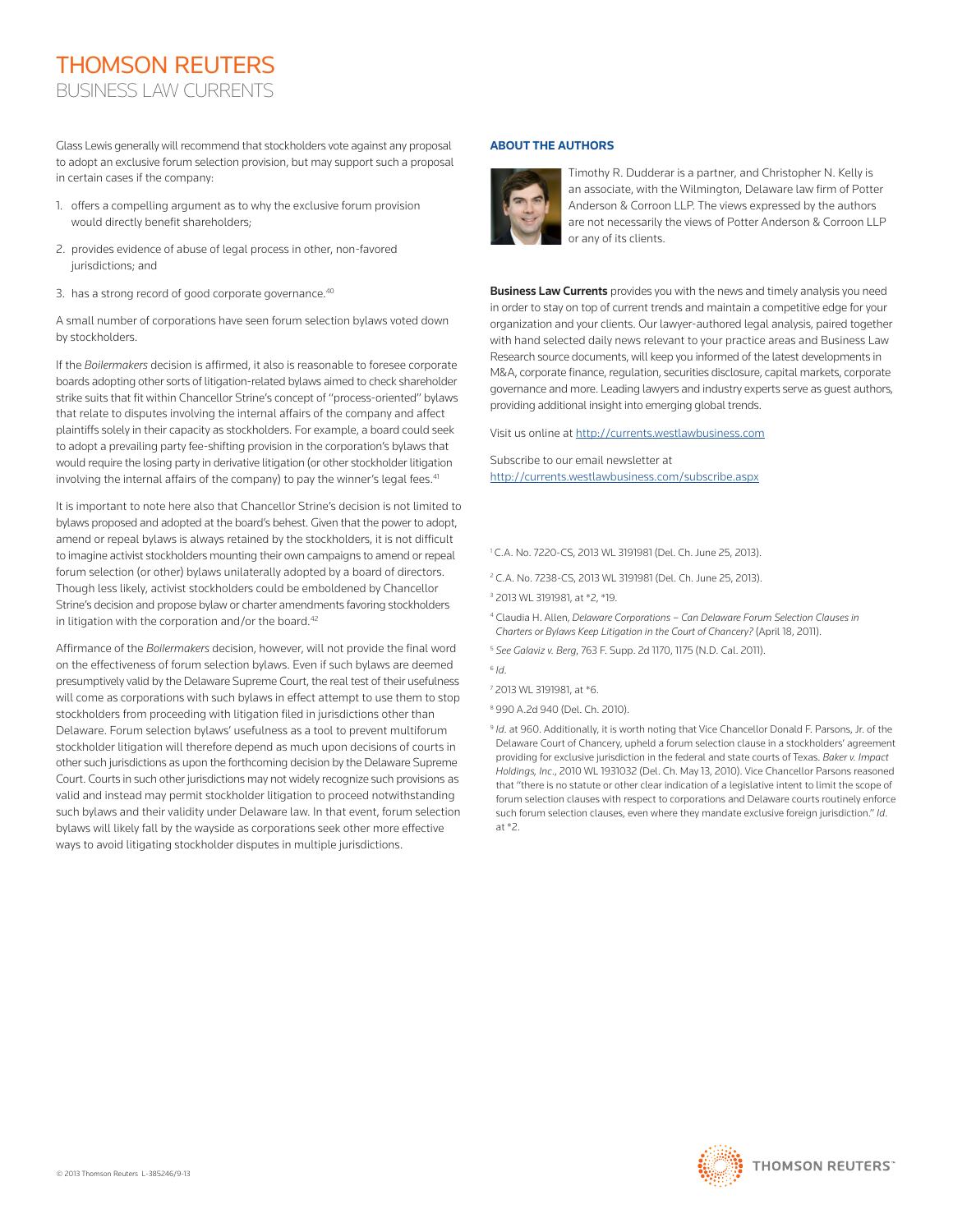Glass Lewis generally will recommend that stockholders vote against any proposal to adopt an exclusive forum selection provision, but may support such a proposal in certain cases if the company:

1. offers a compelling argument as to why the exclusive forum provision would directly benefit shareholders;
2. provides evidence of abuse of legal process in other, non-favored jurisdictions; and
3. has a strong record of good corporate governance.[40]

A small number of corporations have seen forum selection bylaws voted down by stockholders.

If the *Boilermakers* decision is affirmed, it also is reasonable to foresee corporate boards adopting other sorts of litigation-related bylaws aimed to check shareholder strike suits that fit within Chancellor Strine's concept of "process-oriented" bylaws that relate to disputes involving the internal affairs of the company and affect plaintiffs solely in their capacity as stockholders. For example, a board could seek to adopt a prevailing party fee-shifting provision in the corporation's bylaws that would require the losing party in derivative litigation (or other stockholder litigation involving the internal affairs of the company) to pay the winner's legal fees.[41]

It is important to note here also that Chancellor Strine's decision is not limited to bylaws proposed and adopted at the board's behest. Given that the power to adopt, amend or repeal bylaws is always retained by the stockholders, it is not difficult to imagine activist stockholders mounting their own campaigns to amend or repeal forum selection (or other) bylaws unilaterally adopted by a board of directors. Though less likely, activist stockholders could be emboldened by Chancellor Strine's decision and propose bylaw or charter amendments favoring stockholders in litigation with the corporation and/or the board.[42]

Affirmance of the *Boilermakers* decision, however, will not provide the final word on the effectiveness of forum selection bylaws. Even if such bylaws are deemed presumptively valid by the Delaware Supreme Court, the real test of their usefulness will come as corporations with such bylaws in effect attempt to use them to stop stockholders from proceeding with litigation filed in jurisdictions other than Delaware. Forum selection bylaws' usefulness as a tool to prevent multiforum stockholder litigation will therefore depend as much upon decisions of courts in other such jurisdictions as upon the forthcoming decision by the Delaware Supreme Court. Courts in such other jurisdictions may not widely recognize such provisions as valid and instead may permit stockholder litigation to proceed notwithstanding such bylaws and their validity under Delaware law. In that event, forum selection bylaws will likely fall by the wayside as corporations seek other more effective ways to avoid litigating stockholder disputes in multiple jurisdictions.

### ABOUT THE AUTHORS

Timothy R. Dudderar is a partner, and Christopher N. Kelly is an associate, with the Wilmington, Delaware law firm of Potter Anderson & Corroon LLP. The views expressed by the authors are not necessarily the views of Potter Anderson & Corroon LLP or any of its clients.

**Business Law Currents** provides you with the news and timely analysis you need in order to stay on top of current trends and maintain a competitive edge for your organization and your clients. Our lawyer-authored legal analysis, paired together with hand selected daily news relevant to your practice areas and Business Law Research source documents, will keep you informed of the latest developments in M&A, corporate finance, regulation, securities disclosure, capital markets, corporate governance and more. Leading lawyers and industry experts serve as guest authors, providing additional insight into emerging global trends.

Visit us online at http://currents.westlawbusiness.com

Subscribe to our email newsletter at http://currents.westlawbusiness.com/subscribe.aspx

[1] C.A. No. 7220-CS, 2013 WL 3191981 (Del. Ch. June 25, 2013).

[2] C.A. No. 7238-CS, 2013 WL 3191981 (Del. Ch. June 25, 2013).

[3] 2013 WL 3191981, at *2, *19.

[4] Claudia H. Allen, *Delaware Corporations – Can Delaware Forum Selection Clauses in Charters or Bylaws Keep Litigation in the Court of Chancery?* (April 18, 2011).

[5] *See Galaviz v. Berg*, 763 F. Supp. 2d 1170, 1175 (N.D. Cal. 2011).

[6] *Id.*

[7] 2013 WL 3191981, at *6.

[8] 990 A.2d 940 (Del. Ch. 2010).

[9] *Id.* at 960. Additionally, it is worth noting that Vice Chancellor Donald F. Parsons, Jr. of the Delaware Court of Chancery, upheld a forum selection clause in a stockholders' agreement providing for exclusive jurisdiction in the federal and state courts of Texas. *Baker v. Impact Holdings, Inc.*, 2010 WL 1931032 (Del. Ch. May 13, 2010). Vice Chancellor Parsons reasoned that "there is no statute or other clear indication of a legislative intent to limit the scope of forum selection clauses with respect to corporations and Delaware courts routinely enforce such forum selection clauses, even where they mandate exclusive foreign jurisdiction." *Id.* at *2.

© 2013 Thomson Reuters L-385246/9-13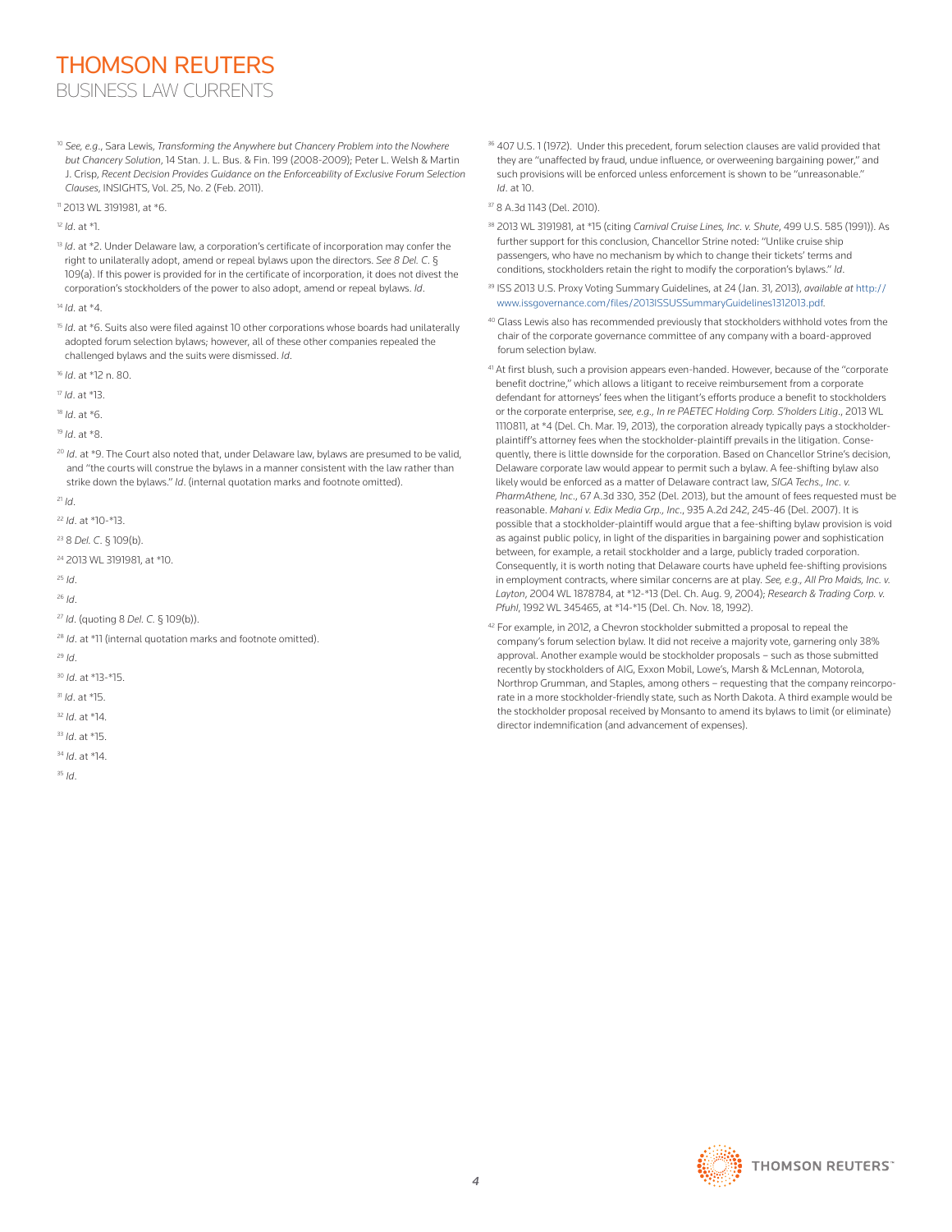[10] *See, e.g.*, Sara Lewis, *Transforming the Anywhere but Chancery Problem into the Nowhere but Chancery Solution*, 14 Stan. J. L. Bus. & Fin. 199 (2008-2009); Peter L. Welsh & Martin J. Crisp, *Recent Decision Provides Guidance on the Enforceability of Exclusive Forum Selection Clauses*, INSIGHTS, Vol. 25, No. 2 (Feb. 2011).

[11] 2013 WL 3191981, at *6.

[12] *Id.* at *1.

[13] *Id.* at *2. Under Delaware law, a corporation's certificate of incorporation may confer the right to unilaterally adopt, amend or repeal bylaws upon the directors. *See 8 Del. C.* § 109(a). If this power is provided for in the certificate of incorporation, it does not divest the corporation's stockholders of the power to also adopt, amend or repeal bylaws. *Id*.

[14] *Id.* at *4.

[15] *Id.* at *6. Suits also were filed against 10 other corporations whose boards had unilaterally adopted forum selection bylaws; however, all of these other companies repealed the challenged bylaws and the suits were dismissed. *Id*.

[16] *Id.* at *12 n. 80.

[17] *Id.* at *13.

[18] *Id.* at *6.

[19] *Id.* at *8.

[20] *Id.* at *9. The Court also noted that, under Delaware law, bylaws are presumed to be valid, and "the courts will construe the bylaws in a manner consistent with the law rather than strike down the bylaws." *Id*. (internal quotation marks and footnote omitted).

[21] *Id*.

[22] *Id*. at *10-*13.

[23] 8 *Del. C*. § 109(b).

[24] 2013 WL 3191981, at *10.

[25] *Id*.

[26] *Id*.

[27] *Id*. (quoting 8 *Del. C*. § 109(b)).

[28] *Id*. at *11 (internal quotation marks and footnote omitted).

[29] *Id*.

[30] *Id*. at *13-*15.

[31] *Id*. at *15.

[32] *Id*. at *14.

[33] *Id*. at *15.

[34] *Id*. at *14.

[35] *Id*.

[36] 407 U.S. 1 (1972). Under this precedent, forum selection clauses are valid provided that they are "unaffected by fraud, undue influence, or overweening bargaining power," and such provisions will be enforced unless enforcement is shown to be "unreasonable." *Id*. at 10.

[37] 8 A.3d 1143 (Del. 2010).

[38] 2013 WL 3191981, at *15 (citing *Carnival Cruise Lines, Inc. v. Shute*, 499 U.S. 585 (1991)). As further support for this conclusion, Chancellor Strine noted: "Unlike cruise ship passengers, who have no mechanism by which to change their tickets' terms and conditions, stockholders retain the right to modify the corporation's bylaws." *Id*.

[39] ISS 2013 U.S. Proxy Voting Summary Guidelines, at 24 (Jan. 31, 2013), *available at* http://www.issgovernance.com/files/2013ISSUSSummaryGuidelines1312013.pdf.

[40] Glass Lewis also has recommended previously that stockholders withhold votes from the chair of the corporate governance committee of any company with a board-approved forum selection bylaw.

[41] At first blush, such a provision appears even-handed. However, because of the "corporate benefit doctrine," which allows a litigant to receive reimbursement from a corporate defendant for attorneys' fees when the litigant's efforts produce a benefit to stockholders or the corporate enterprise, *see, e.g., In re PAETEC Holding Corp. S'holders Litig*., 2013 WL 1110811, at *4 (Del. Ch. Mar. 19, 2013), the corporation already typically pays a stockholder-plaintiff's attorney fees when the stockholder-plaintiff prevails in the litigation. Consequently, there is little downside for the corporation. Based on Chancellor Strine's decision, Delaware corporate law would appear to permit such a bylaw. A fee-shifting bylaw also likely would be enforced as a matter of Delaware contract law, *SIGA Techs., Inc. v. PharmAthene, Inc*., 67 A.3d 330, 352 (Del. 2013), but the amount of fees requested must be reasonable. *Mahani v. Edix Media Grp., Inc*., 935 A.2d 242, 245-46 (Del. 2007). It is possible that a stockholder-plaintiff would argue that a fee-shifting bylaw provision is void as against public policy, in light of the disparities in bargaining power and sophistication between, for example, a retail stockholder and a large, publicly traded corporation. Consequently, it is worth noting that Delaware courts have upheld fee-shifting provisions in employment contracts, where similar concerns are at play. *See, e.g., All Pro Maids, Inc. v. Layton*, 2004 WL 1878784, at *12-*13 (Del. Ch. Aug. 9, 2004); *Research & Trading Corp. v. Pfuhl*, 1992 WL 345465, at *14-*15 (Del. Ch. Nov. 18, 1992).

[42] For example, in 2012, a Chevron stockholder submitted a proposal to repeal the company's forum selection bylaw. It did not receive a majority vote, garnering only 38% approval. Another example would be stockholder proposals – such as those submitted recently by stockholders of AIG, Exxon Mobil, Lowe's, Marsh & McLennan, Motorola, Northrop Grumman, and Staples, among others – requesting that the company reincorporate in a more stockholder-friendly state, such as North Dakota. A third example would be the stockholder proposal received by Monsanto to amend its bylaws to limit (or eliminate) director indemnification (and advancement of expenses).